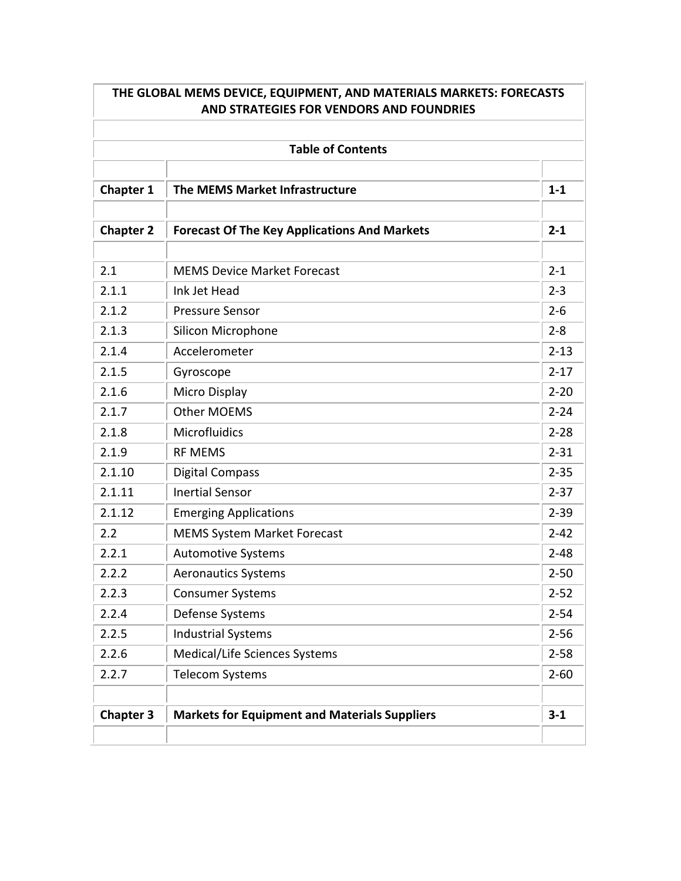# THE GLOBAL MEMS DEVICE, EQUIPMENT, AND MATERIALS MARKETS: FORECASTS AND STRATEGIES FOR VENDORS AND FOUNDRIES

## Table of Contents

| | | |
|---|---|---|
| **Chapter 1** | **The MEMS Market Infrastructure** | **1-1** |
| | | |
| **Chapter 2** | **Forecast Of The Key Applications And Markets** | **2-1** |
| | | |
| 2.1 | MEMS Device Market Forecast | 2-1 |
| 2.1.1 | Ink Jet Head | 2-3 |
| 2.1.2 | Pressure Sensor | 2-6 |
| 2.1.3 | Silicon Microphone | 2-8 |
| 2.1.4 | Accelerometer | 2-13 |
| 2.1.5 | Gyroscope | 2-17 |
| 2.1.6 | Micro Display | 2-20 |
| 2.1.7 | Other MOEMS | 2-24 |
| 2.1.8 | Microfluidics | 2-28 |
| 2.1.9 | RF MEMS | 2-31 |
| 2.1.10 | Digital Compass | 2-35 |
| 2.1.11 | Inertial Sensor | 2-37 |
| 2.1.12 | Emerging Applications | 2-39 |
| 2.2 | MEMS System Market Forecast | 2-42 |
| 2.2.1 | Automotive Systems | 2-48 |
| 2.2.2 | Aeronautics Systems | 2-50 |
| 2.2.3 | Consumer Systems | 2-52 |
| 2.2.4 | Defense Systems | 2-54 |
| 2.2.5 | Industrial Systems | 2-56 |
| 2.2.6 | Medical/Life Sciences Systems | 2-58 |
| 2.2.7 | Telecom Systems | 2-60 |
| | | |
| **Chapter 3** | **Markets for Equipment and Materials Suppliers** | **3-1** |
| | | |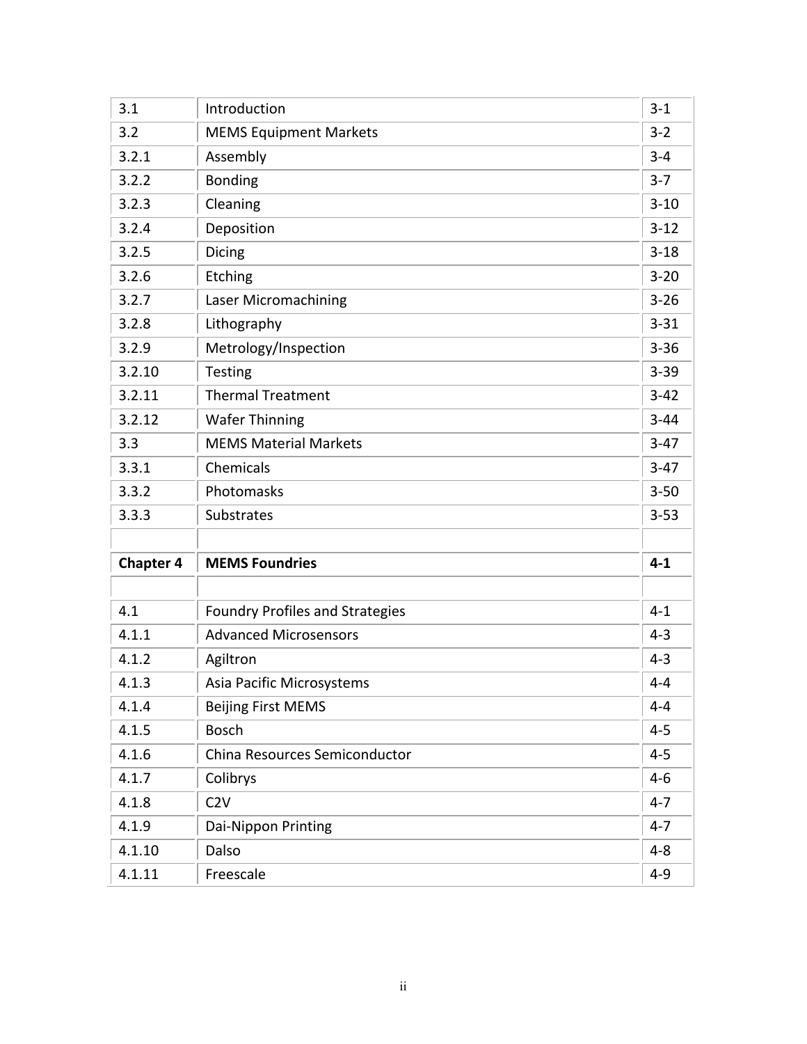| | | |
|---|---|---|
| 3.1 | Introduction | 3-1 |
| 3.2 | MEMS Equipment Markets | 3-2 |
| 3.2.1 | Assembly | 3-4 |
| 3.2.2 | Bonding | 3-7 |
| 3.2.3 | Cleaning | 3-10 |
| 3.2.4 | Deposition | 3-12 |
| 3.2.5 | Dicing | 3-18 |
| 3.2.6 | Etching | 3-20 |
| 3.2.7 | Laser Micromachining | 3-26 |
| 3.2.8 | Lithography | 3-31 |
| 3.2.9 | Metrology/Inspection | 3-36 |
| 3.2.10 | Testing | 3-39 |
| 3.2.11 | Thermal Treatment | 3-42 |
| 3.2.12 | Wafer Thinning | 3-44 |
| 3.3 | MEMS Material Markets | 3-47 |
| 3.3.1 | Chemicals | 3-47 |
| 3.3.2 | Photomasks | 3-50 |
| 3.3.3 | Substrates | 3-53 |
| | | |
| **Chapter 4** | **MEMS Foundries** | **4-1** |
| | | |
| 4.1 | Foundry Profiles and Strategies | 4-1 |
| 4.1.1 | Advanced Microsensors | 4-3 |
| 4.1.2 | Agiltron | 4-3 |
| 4.1.3 | Asia Pacific Microsystems | 4-4 |
| 4.1.4 | Beijing First MEMS | 4-4 |
| 4.1.5 | Bosch | 4-5 |
| 4.1.6 | China Resources Semiconductor | 4-5 |
| 4.1.7 | Colibrys | 4-6 |
| 4.1.8 | C2V | 4-7 |
| 4.1.9 | Dai-Nippon Printing | 4-7 |
| 4.1.10 | Dalso | 4-8 |
| 4.1.11 | Freescale | 4-9 |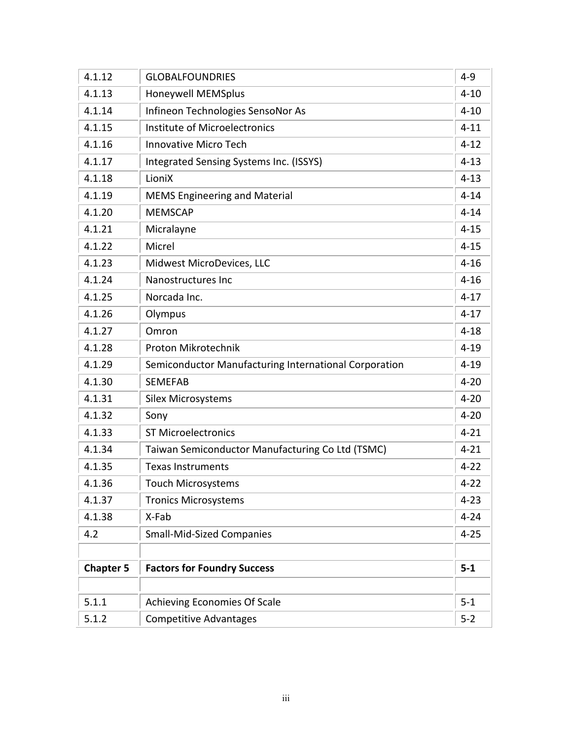| | | |
|---|---|---|
| 4.1.12 | GLOBALFOUNDRIES | 4-9 |
| 4.1.13 | Honeywell MEMSplus | 4-10 |
| 4.1.14 | Infineon Technologies SensoNor As | 4-10 |
| 4.1.15 | Institute of Microelectronics | 4-11 |
| 4.1.16 | Innovative Micro Tech | 4-12 |
| 4.1.17 | Integrated Sensing Systems Inc. (ISSYS) | 4-13 |
| 4.1.18 | LioniX | 4-13 |
| 4.1.19 | MEMS Engineering and Material | 4-14 |
| 4.1.20 | MEMSCAP | 4-14 |
| 4.1.21 | Micralayne | 4-15 |
| 4.1.22 | Micrel | 4-15 |
| 4.1.23 | Midwest MicroDevices, LLC | 4-16 |
| 4.1.24 | Nanostructures Inc | 4-16 |
| 4.1.25 | Norcada Inc. | 4-17 |
| 4.1.26 | Olympus | 4-17 |
| 4.1.27 | Omron | 4-18 |
| 4.1.28 | Proton Mikrotechnik | 4-19 |
| 4.1.29 | Semiconductor Manufacturing International Corporation | 4-19 |
| 4.1.30 | SEMEFAB | 4-20 |
| 4.1.31 | Silex Microsystems | 4-20 |
| 4.1.32 | Sony | 4-20 |
| 4.1.33 | ST Microelectronics | 4-21 |
| 4.1.34 | Taiwan Semiconductor Manufacturing Co Ltd (TSMC) | 4-21 |
| 4.1.35 | Texas Instruments | 4-22 |
| 4.1.36 | Touch Microsystems | 4-22 |
| 4.1.37 | Tronics Microsystems | 4-23 |
| 4.1.38 | X-Fab | 4-24 |
| 4.2 | Small-Mid-Sized Companies | 4-25 |
| | | |
| **Chapter 5** | **Factors for Foundry Success** | **5-1** |
| | | |
| 5.1.1 | Achieving Economies Of Scale | 5-1 |
| 5.1.2 | Competitive Advantages | 5-2 |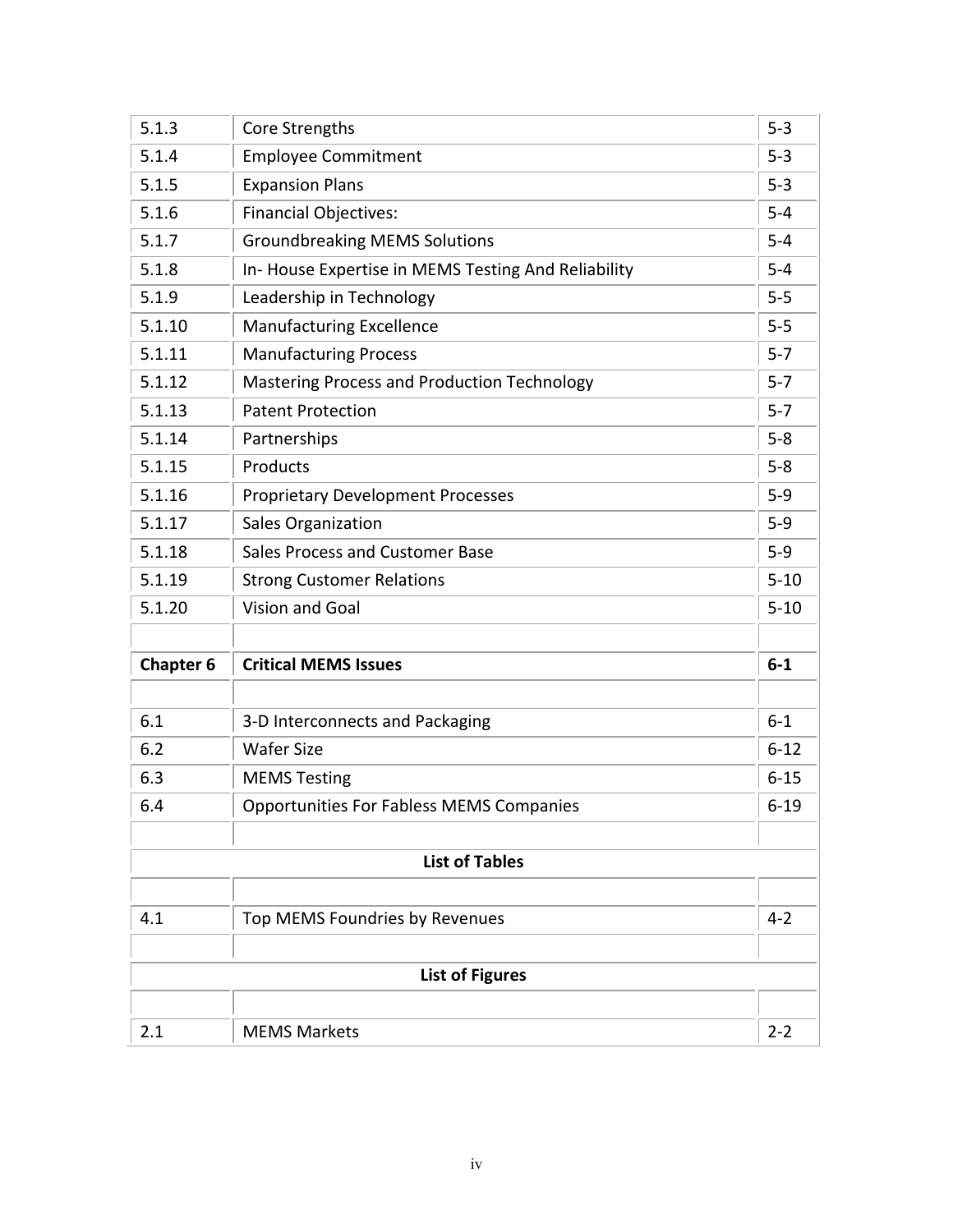| | | |
|---|---|---|
| 5.1.3 | Core Strengths | 5-3 |
| 5.1.4 | Employee Commitment | 5-3 |
| 5.1.5 | Expansion Plans | 5-3 |
| 5.1.6 | Financial Objectives: | 5-4 |
| 5.1.7 | Groundbreaking MEMS Solutions | 5-4 |
| 5.1.8 | In- House Expertise in MEMS Testing And Reliability | 5-4 |
| 5.1.9 | Leadership in Technology | 5-5 |
| 5.1.10 | Manufacturing Excellence | 5-5 |
| 5.1.11 | Manufacturing Process | 5-7 |
| 5.1.12 | Mastering Process and Production Technology | 5-7 |
| 5.1.13 | Patent Protection | 5-7 |
| 5.1.14 | Partnerships | 5-8 |
| 5.1.15 | Products | 5-8 |
| 5.1.16 | Proprietary Development Processes | 5-9 |
| 5.1.17 | Sales Organization | 5-9 |
| 5.1.18 | Sales Process and Customer Base | 5-9 |
| 5.1.19 | Strong Customer Relations | 5-10 |
| 5.1.20 | Vision and Goal | 5-10 |
| | | |
| **Chapter 6** | **Critical MEMS Issues** | **6-1** |
| | | |
| 6.1 | 3-D Interconnects and Packaging | 6-1 |
| 6.2 | Wafer Size | 6-12 |
| 6.3 | MEMS Testing | 6-15 |
| 6.4 | Opportunities For Fabless MEMS Companies | 6-19 |
| | | |
| | **List of Tables** | |
| | | |
| 4.1 | Top MEMS Foundries by Revenues | 4-2 |
| | | |
| | **List of Figures** | |
| | | |
| 2.1 | MEMS Markets | 2-2 |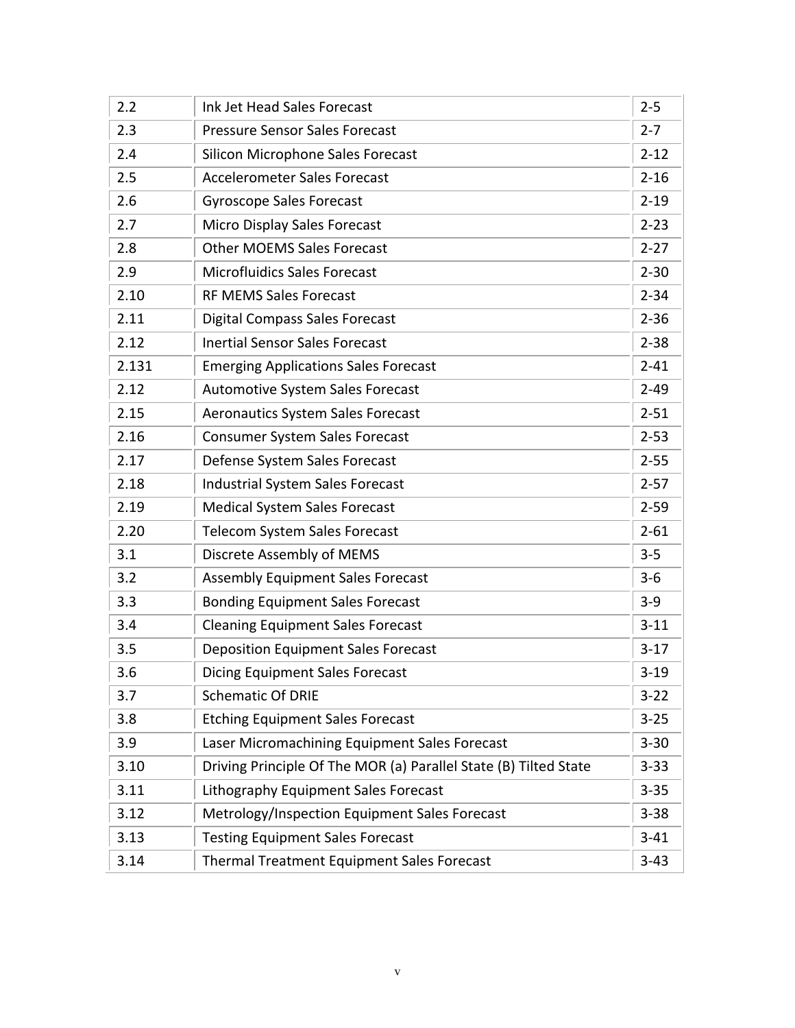| | | |
|---|---|---|
| 2.2 | Ink Jet Head Sales Forecast | 2-5 |
| 2.3 | Pressure Sensor Sales Forecast | 2-7 |
| 2.4 | Silicon Microphone Sales Forecast | 2-12 |
| 2.5 | Accelerometer Sales Forecast | 2-16 |
| 2.6 | Gyroscope Sales Forecast | 2-19 |
| 2.7 | Micro Display Sales Forecast | 2-23 |
| 2.8 | Other MOEMS Sales Forecast | 2-27 |
| 2.9 | Microfluidics Sales Forecast | 2-30 |
| 2.10 | RF MEMS Sales Forecast | 2-34 |
| 2.11 | Digital Compass Sales Forecast | 2-36 |
| 2.12 | Inertial Sensor Sales Forecast | 2-38 |
| 2.131 | Emerging Applications Sales Forecast | 2-41 |
| 2.12 | Automotive System Sales Forecast | 2-49 |
| 2.15 | Aeronautics System Sales Forecast | 2-51 |
| 2.16 | Consumer System Sales Forecast | 2-53 |
| 2.17 | Defense System Sales Forecast | 2-55 |
| 2.18 | Industrial System Sales Forecast | 2-57 |
| 2.19 | Medical System Sales Forecast | 2-59 |
| 2.20 | Telecom System Sales Forecast | 2-61 |
| 3.1 | Discrete Assembly of MEMS | 3-5 |
| 3.2 | Assembly Equipment Sales Forecast | 3-6 |
| 3.3 | Bonding Equipment Sales Forecast | 3-9 |
| 3.4 | Cleaning Equipment Sales Forecast | 3-11 |
| 3.5 | Deposition Equipment Sales Forecast | 3-17 |
| 3.6 | Dicing Equipment Sales Forecast | 3-19 |
| 3.7 | Schematic Of DRIE | 3-22 |
| 3.8 | Etching Equipment Sales Forecast | 3-25 |
| 3.9 | Laser Micromachining Equipment Sales Forecast | 3-30 |
| 3.10 | Driving Principle Of The MOR (a) Parallel State (B) Tilted State | 3-33 |
| 3.11 | Lithography Equipment Sales Forecast | 3-35 |
| 3.12 | Metrology/Inspection Equipment Sales Forecast | 3-38 |
| 3.13 | Testing Equipment Sales Forecast | 3-41 |
| 3.14 | Thermal Treatment Equipment Sales Forecast | 3-43 |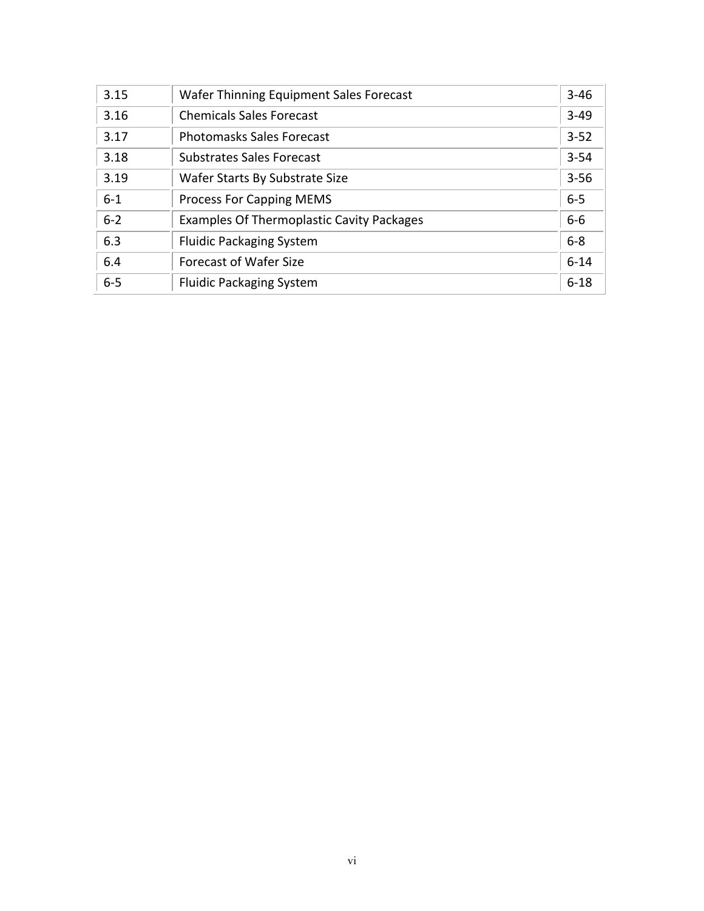| | | |
|---|---|---|
| 3.15 | Wafer Thinning Equipment Sales Forecast | 3-46 |
| 3.16 | Chemicals Sales Forecast | 3-49 |
| 3.17 | Photomasks Sales Forecast | 3-52 |
| 3.18 | Substrates Sales Forecast | 3-54 |
| 3.19 | Wafer Starts By Substrate Size | 3-56 |
| 6-1 | Process For Capping MEMS | 6-5 |
| 6-2 | Examples Of Thermoplastic Cavity Packages | 6-6 |
| 6.3 | Fluidic Packaging System | 6-8 |
| 6.4 | Forecast of Wafer Size | 6-14 |
| 6-5 | Fluidic Packaging System | 6-18 |